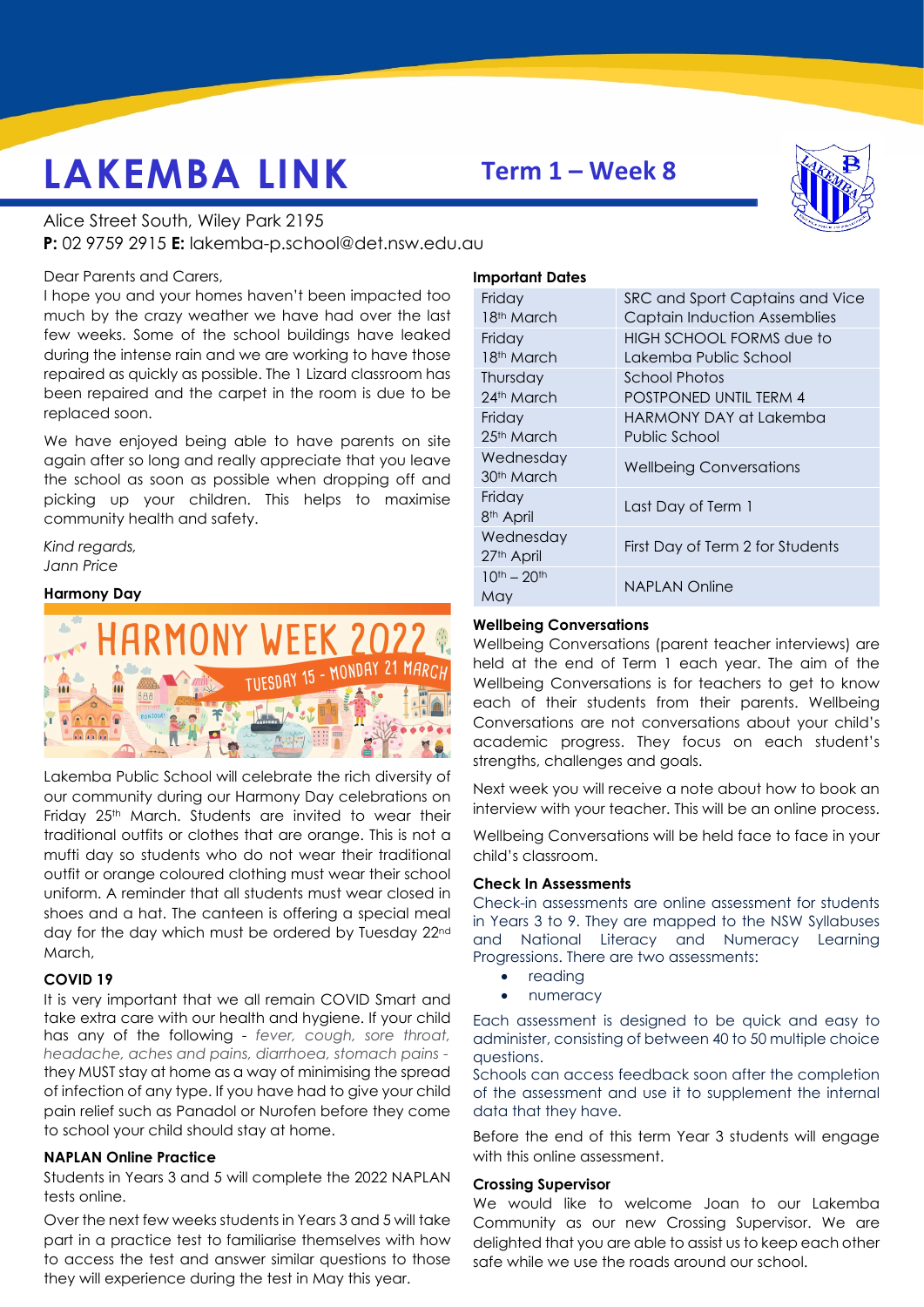# LAKEMBA LINK

## Term 1 – Week 8

Alice Street South, Wiley Park 2195
**P:** 02 9759 2915 **E:** lakemba-p.school@det.nsw.edu.au

Dear Parents and Carers,

I hope you and your homes haven't been impacted too much by the crazy weather we have had over the last few weeks. Some of the school buildings have leaked during the intense rain and we are working to have those repaired as quickly as possible. The 1 Lizard classroom has been repaired and the carpet in the room is due to be replaced soon.

We have enjoyed being able to have parents on site again after so long and really appreciate that you leave the school as soon as possible when dropping off and picking up your children. This helps to maximise community health and safety.

*Kind regards,*
*Jann Price*

### Harmony Day

HARMONY WEEK 2022
TUESDAY 15 - MONDAY 21 MARCH

Lakemba Public School will celebrate the rich diversity of our community during our Harmony Day celebrations on Friday 25th March. Students are invited to wear their traditional outfits or clothes that are orange. This is not a mufti day so students who do not wear their traditional outfit or orange coloured clothing must wear their school uniform. A reminder that all students must wear closed in shoes and a hat. The canteen is offering a special meal day for the day which must be ordered by Tuesday 22nd March,

### COVID 19

It is very important that we all remain COVID Smart and take extra care with our health and hygiene. If your child has any of the following - *fever, cough, sore throat, headache, aches and pains, diarrhoea, stomach pains* - they MUST stay at home as a way of minimising the spread of infection of any type. If you have had to give your child pain relief such as Panadol or Nurofen before they come to school your child should stay at home.

### NAPLAN Online Practice

Students in Years 3 and 5 will complete the 2022 NAPLAN tests online.

Over the next few weeks students in Years 3 and 5 will take part in a practice test to familiarise themselves with how to access the test and answer similar questions to those they will experience during the test in May this year.

### Important Dates

| Date | Event |
|---|---|
| Friday 18th March | SRC and Sport Captains and Vice Captain Induction Assemblies |
| Friday 18th March | HIGH SCHOOL FORMS due to Lakemba Public School |
| Thursday 24th March | School Photos POSTPONED UNTIL TERM 4 |
| Friday 25th March | HARMONY DAY at Lakemba Public School |
| Wednesday 30th March | Wellbeing Conversations |
| Friday 8th April | Last Day of Term 1 |
| Wednesday 27th April | First Day of Term 2 for Students |
| 10th – 20th May | NAPLAN Online |

### Wellbeing Conversations

Wellbeing Conversations (parent teacher interviews) are held at the end of Term 1 each year. The aim of the Wellbeing Conversations is for teachers to get to know each of their students from their parents. Wellbeing Conversations are not conversations about your child's academic progress. They focus on each student's strengths, challenges and goals.

Next week you will receive a note about how to book an interview with your teacher. This will be an online process.

Wellbeing Conversations will be held face to face in your child's classroom.

### Check In Assessments

Check-in assessments are online assessment for students in Years 3 to 9. They are mapped to the NSW Syllabuses and National Literacy and Numeracy Learning Progressions. There are two assessments:

- reading
- numeracy

Each assessment is designed to be quick and easy to administer, consisting of between 40 to 50 multiple choice questions.

Schools can access feedback soon after the completion of the assessment and use it to supplement the internal data that they have.

Before the end of this term Year 3 students will engage with this online assessment.

### Crossing Supervisor

We would like to welcome Joan to our Lakemba Community as our new Crossing Supervisor. We are delighted that you are able to assist us to keep each other safe while we use the roads around our school.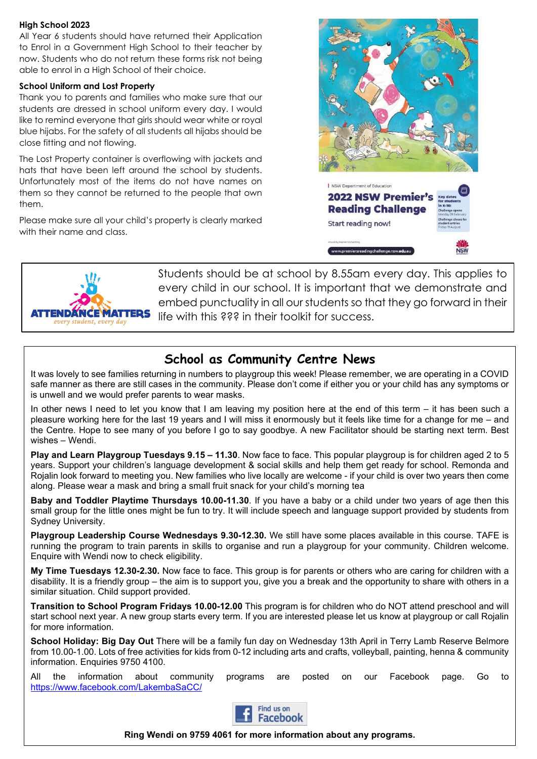**High School 2023**

All Year 6 students should have returned their Application to Enrol in a Government High School to their teacher by now. Students who do not return these forms risk not being able to enrol in a High School of their choice.

**School Uniform and Lost Property**

Thank you to parents and families who make sure that our students are dressed in school uniform every day. I would like to remind everyone that girls should wear white or royal blue hijabs. For the safety of all students all hijabs should be close fitting and not flowing.

The Lost Property container is overflowing with jackets and hats that have been left around the school by students. Unfortunately most of the items do not have names on them so they cannot be returned to the people that own them.

Please make sure all your child's property is clearly marked with their name and class.

NSW Department of Education

**2022 NSW Premier's Reading Challenge**

Start reading now!

Key dates for students in K-10: Challenge opens Monday 28 February. Challenge closes for student entries Friday 19 August

www.premiersreadingchallenge.nsw.edu.au

ATTENDANCE MATTERS *every student, every day*

Students should be at school by 8.55am every day. This applies to every child in our school. It is important that we demonstrate and embed punctuality in all our students so that they go forward in their life with this ??? in their toolkit for success.

## School as Community Centre News

It was lovely to see families returning in numbers to playgroup this week! Please remember, we are operating in a COVID safe manner as there are still cases in the community. Please don't come if either you or your child has any symptoms or is unwell and we would prefer parents to wear masks.

In other news I need to let you know that I am leaving my position here at the end of this term – it has been such a pleasure working here for the last 19 years and I will miss it enormously but it feels like time for a change for me – and the Centre. Hope to see many of you before I go to say goodbye. A new Facilitator should be starting next term. Best wishes – Wendi.

**Play and Learn Playgroup Tuesdays 9.15 – 11.30**. Now face to face. This popular playgroup is for children aged 2 to 5 years. Support your children's language development & social skills and help them get ready for school. Remonda and Rojalin look forward to meeting you. New families who live locally are welcome - if your child is over two years then come along. Please wear a mask and bring a small fruit snack for your child's morning tea

**Baby and Toddler Playtime Thursdays 10.00-11.30**. If you have a baby or a child under two years of age then this small group for the little ones might be fun to try. It will include speech and language support provided by students from Sydney University.

**Playgroup Leadership Course Wednesdays 9.30-12.30.** We still have some places available in this course. TAFE is running the program to train parents in skills to organise and run a playgroup for your community. Children welcome. Enquire with Wendi now to check eligibility.

**My Time Tuesdays 12.30-2.30.** Now face to face. This group is for parents or others who are caring for children with a disability. It is a friendly group – the aim is to support you, give you a break and the opportunity to share with others in a similar situation. Child support provided.

**Transition to School Program Fridays 10.00-12.00** This program is for children who do NOT attend preschool and will start school next year. A new group starts every term. If you are interested please let us know at playgroup or call Rojalin for more information.

**School Holiday: Big Day Out** There will be a family fun day on Wednesday 13th April in Terry Lamb Reserve Belmore from 10.00-1.00. Lots of free activities for kids from 0-12 including arts and crafts, volleyball, painting, henna & community information. Enquiries 9750 4100.

All the information about community programs are posted on our Facebook page. Go to https://www.facebook.com/LakembaSaCC/

Find us on Facebook

**Ring Wendi on 9759 4061 for more information about any programs.**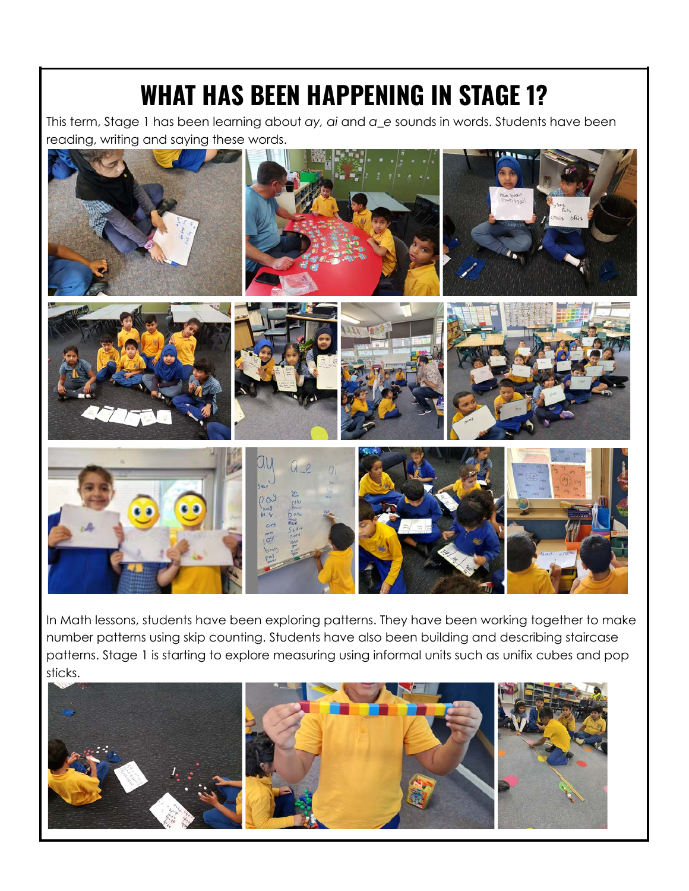# WHAT HAS BEEN HAPPENING IN STAGE 1?

This term, Stage 1 has been learning about *ay, ai* and *a_e* sounds in words. Students have been reading, writing and saying these words.

In Math lessons, students have been exploring patterns. They have been working together to make number patterns using skip counting. Students have also been building and describing staircase patterns. Stage 1 is starting to explore measuring using informal units such as unifix cubes and pop sticks.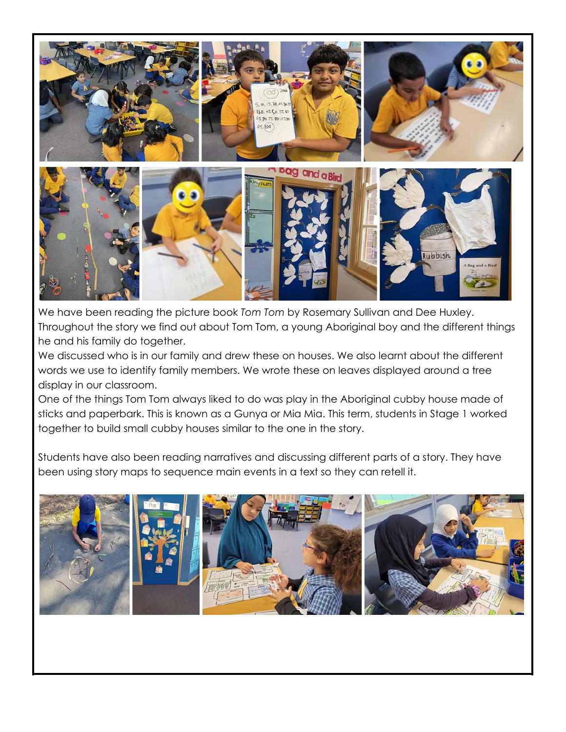We have been reading the picture book *Tom Tom* by Rosemary Sullivan and Dee Huxley. Throughout the story we find out about Tom Tom, a young Aboriginal boy and the different things he and his family do together.

We discussed who is in our family and drew these on houses. We also learnt about the different words we use to identify family members. We wrote these on leaves displayed around a tree display in our classroom.

One of the things Tom Tom always liked to do was play in the Aboriginal cubby house made of sticks and paperbark. This is known as a Gunya or Mia Mia. This term, students in Stage 1 worked together to build small cubby houses similar to the one in the story.

Students have also been reading narratives and discussing different parts of a story. They have been using story maps to sequence main events in a text so they can retell it.